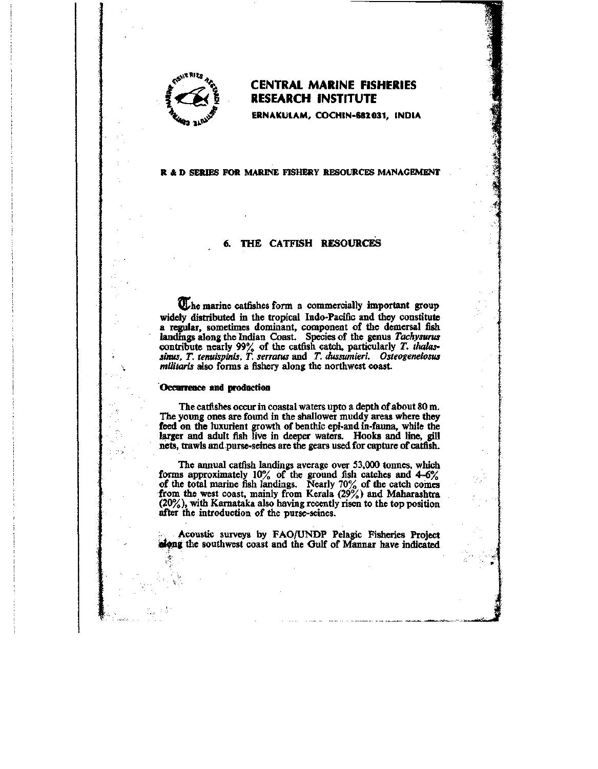# CENTRAL MARINE FISHERIES RESEARCH INSTITUTE

**ERNAKULAM, COCHIN-682031, INDIA**

**R & D SERIES FOR MARINE FISHERY RESOURCES MANAGEMENT**

## 6. THE CATFISH RESOURCES

The marine catfishes form a commercially important group widely distributed in the tropical Indo-Pacific and they constitute a regular, sometimes dominant, component of the demersal fish landings along the Indian Coast. Species of the genus *Tachysurus* contribute nearly 99% of the catfish catch, particularly *T. thalassinus*, *T. tenuispinis*, *T. serratus* and *T. dussumieri*. *Osteogeneiosus militaris* also forms a fishery along the northwest coast.

### Occurrence and production

The catfishes occur in coastal waters upto a depth of about 80 m. The young ones are found in the shallower muddy areas where they feed on the luxurient growth of benthic epi-and in-fauna, while the larger and adult fish live in deeper waters. Hooks and line, gill nets, trawls and purse-seines are the gears used for capture of catfish.

The annual catfish landings average over 53,000 tonnes, which forms approximately 10% of the ground fish catches and 4-6% of the total marine fish landings. Nearly 70% of the catch comes from the west coast, mainly from Kerala (29%) and Maharashtra (20%), with Karnataka also having recently risen to the top position after the introduction of the purse-seines.

Acoustic surveys by FAO/UNDP Pelagic Fisheries Project along the southwest coast and the Gulf of Mannar have indicated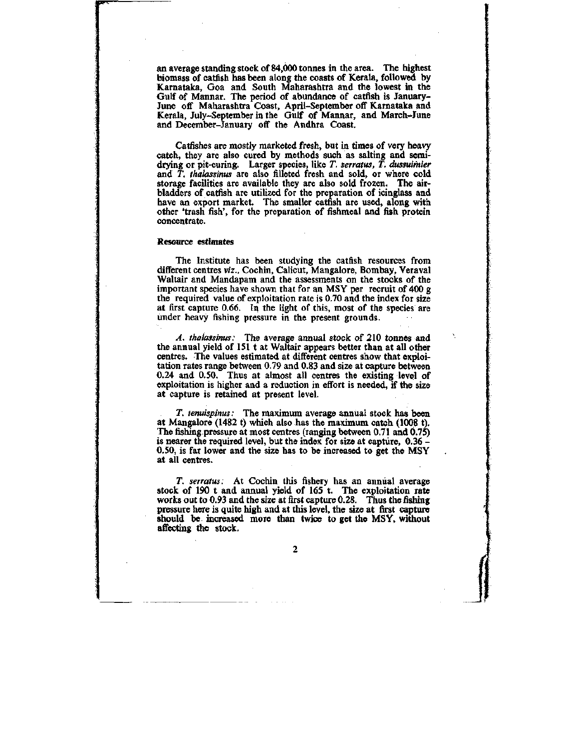an average standing stock of 84,000 tonnes in the area. The highest biomass of catfish has been along the coasts of Kerala, followed by Karnataka, Goa and South Maharashtra and the lowest in the Gulf of Mannar. The period of abundance of catfish is January–June off Maharashtra Coast, April–September off Karnataka and Kerala, July–September in the Gulf of Mannar, and March–June and December–January off the Andhra Coast.

Catfishes are mostly marketed fresh, but in times of very heavy catch, they are also cured by methods such as salting and semi-drying or pit-curing. Larger species, like *T. serratus, T. dussumieri* and *T. thalassinus* are also filleted fresh and sold, or where cold storage facilities are available they are also sold frozen. The air-bladders of catfish are utilized for the preparation of icinglass and have an export market. The smaller catfish are used, along with other 'trash fish', for the preparation of fishmeal and fish protein concentrate.

### Resource estimates

The Institute has been studying the catfish resources from different centres *viz.*, Cochin, Calicut, Mangalore, Bombay, Veraval Waltair and Mandapam and the assessments on the stocks of the important species have shown that for an MSY per recruit of 400 g the required value of exploitation rate is 0.70 and the index for size at first capture 0.66. In the light of this, most of the species are under heavy fishing pressure in the present grounds.

*A. thalassinus:* The average annual stock of 210 tonnes and the annual yield of 151 t at Waltair appears better than at all other centres. The values estimated at different centres show that exploitation rates range between 0.79 and 0.83 and size at capture between 0.24 and 0.50. Thus at almost all centres the existing level of exploitation is higher and a reduction in effort is needed, if the size at capture is retained at present level.

*T. tenuispinus:* The maximum average annual stock has been at Mangalore (1482 t) which also has the maximum catch (1008 t). The fishing pressure at most centres (ranging between 0.71 and 0.75) is nearer the required level, but the index for size at capture, 0.36 – 0.50, is far lower and the size has to be increased to get the MSY at all centres.

*T. serratus:* At Cochin this fishery has an annual average stock of 190 t and annual yield of 165 t. The exploitation rate works out to 0.93 and the size at first capture 0.28. Thus the fishing pressure here is quite high and at this level, the size at first capture should be increased more than twice to get the MSY, without affecting the stock.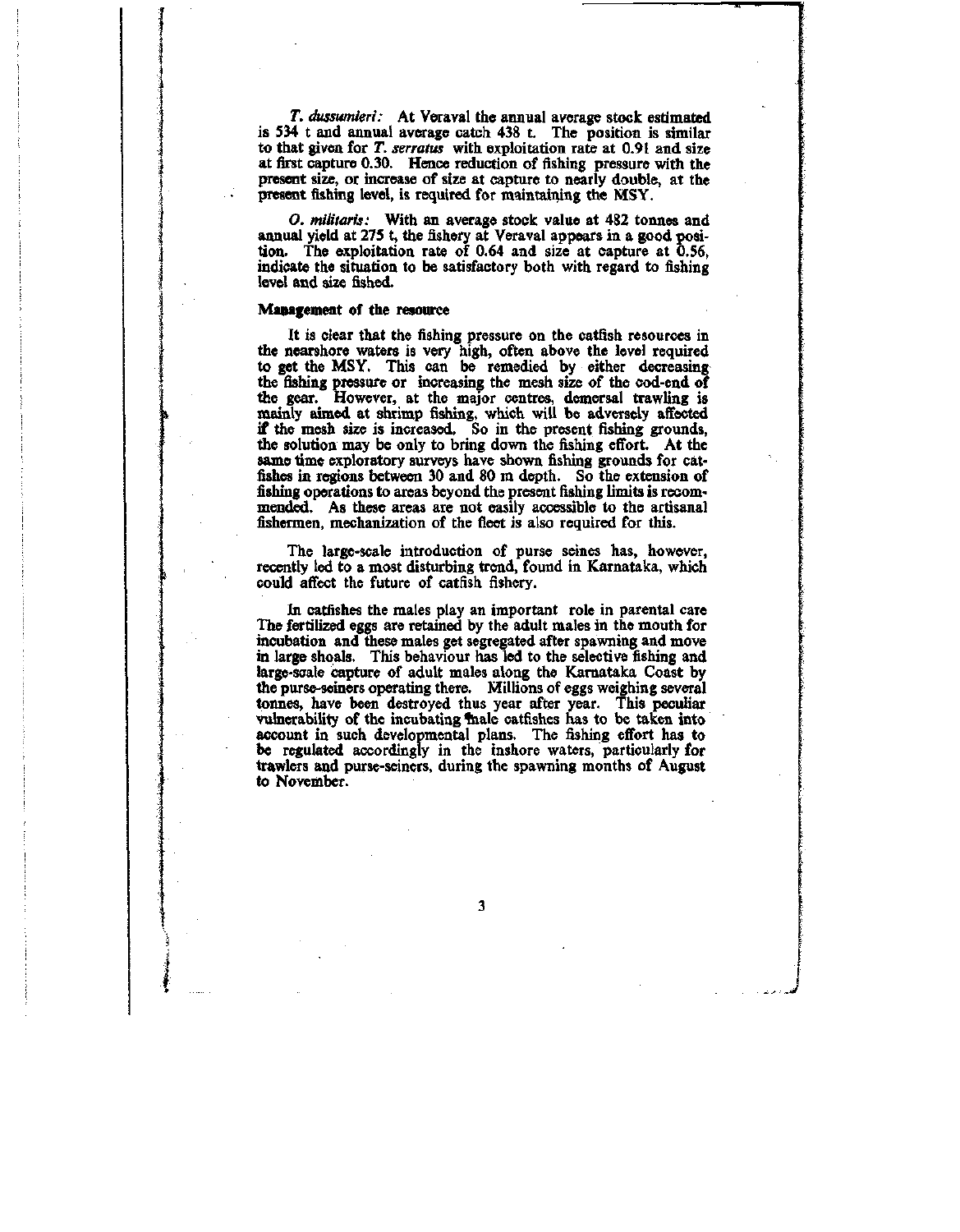*T. dussumieri:* At Veraval the annual average stock estimated is 534 t and annual average catch 438 t. The position is similar to that given for *T. serratus* with exploitation rate at 0.91 and size at first capture 0.30. Hence reduction of fishing pressure with the present size, or increase of size at capture to nearly double, at the present fishing level, is required for maintaining the MSY.

*O. militaris:* With an average stock value at 482 tonnes and annual yield at 275 t, the fishery at Veraval appears in a good position. The exploitation rate of 0.64 and size at capture at 0.56, indicate the situation to be satisfactory both with regard to fishing level and size fished.

**Management of the resource**

It is clear that the fishing pressure on the catfish resources in the nearshore waters is very high, often above the level required to get the MSY. This can be remedied by either decreasing the fishing pressure or increasing the mesh size of the cod-end of the gear. However, at the major centres, demersal trawling is mainly aimed at shrimp fishing, which will be adversely affected if the mesh size is increased. So in the present fishing grounds, the solution may be only to bring down the fishing effort. At the same time exploratory surveys have shown fishing grounds for catfishes in regions between 30 and 80 m depth. So the extension of fishing operations to areas beyond the present fishing limits is recommended. As these areas are not easily accessible to the artisanal fishermen, mechanization of the fleet is also required for this.

The large-scale introduction of purse seines has, however, recently led to a most disturbing trend, found in Karnataka, which could affect the future of catfish fishery.

In catfishes the males play an important role in parental care The fertilized eggs are retained by the adult males in the mouth for incubation and these males get segregated after spawning and move in large shoals. This behaviour has led to the selective fishing and large-scale capture of adult males along the Karnataka Coast by the purse-seiners operating there. Millions of eggs weighing several tonnes, have been destroyed thus year after year. This peculiar vulnerability of the incubating male catfishes has to be taken into account in such developmental plans. The fishing effort has to be regulated accordingly in the inshore waters, particularly for trawlers and purse-seiners, during the spawning months of August to November.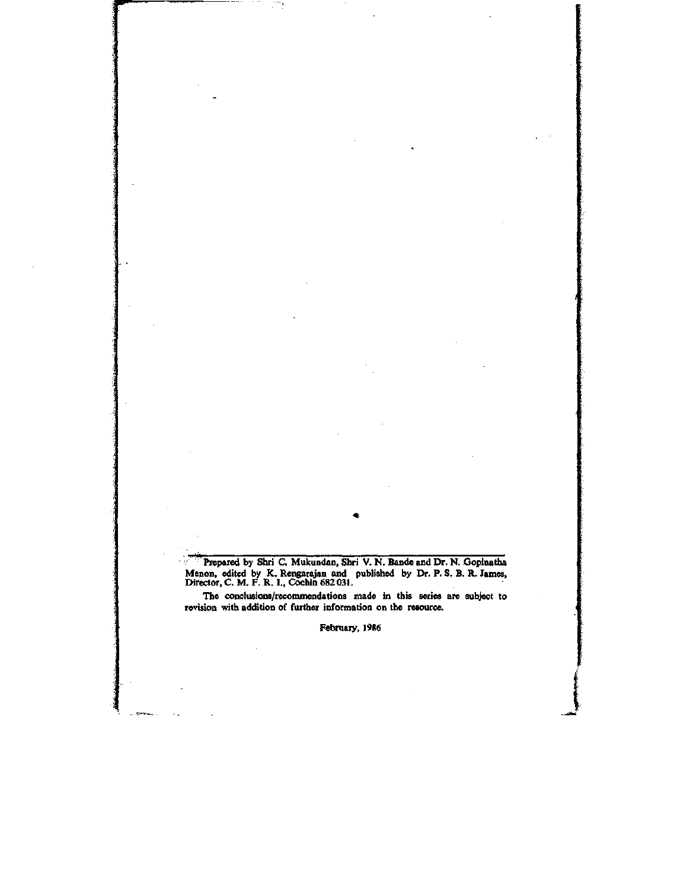Prepared by Shri C. Mukundan, Shri V. N. Bande and Dr. N. Gopinatha Menon, edited by K. Rengarajan and published by Dr. P. S. B. R. James, Director, C. M. F. R. I., Cochin 682 031.

The conclusions/recommendations made in this series are subject to revision with addition of further information on the resource.

February, 1986